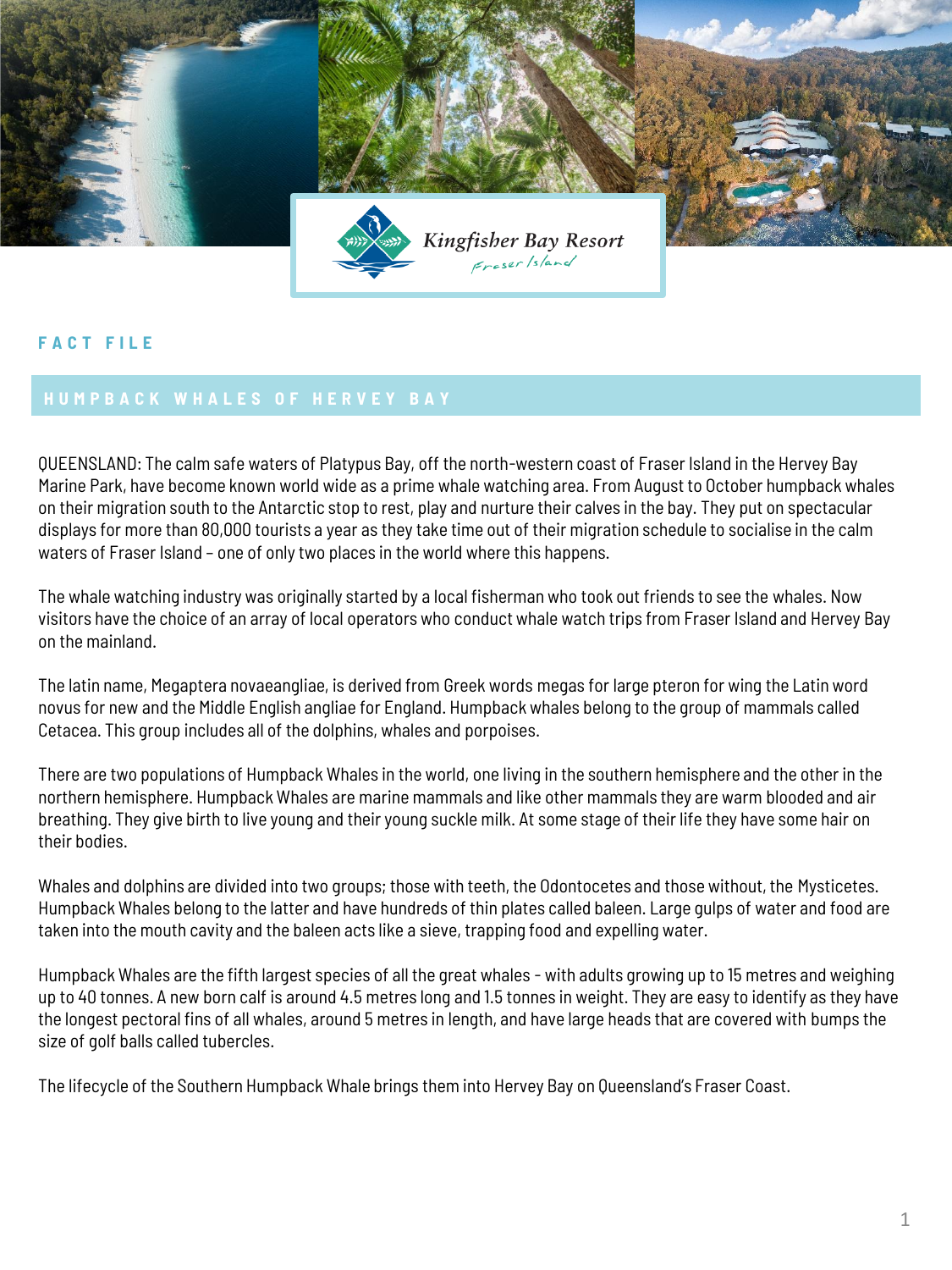Kingfisher Bay Resort
Fraser Island

FACT FILE

## HUMPBACK WHALES OF HERVEY BAY

QUEENSLAND: The calm safe waters of Platypus Bay, off the north-western coast of Fraser Island in the Hervey Bay Marine Park, have become known world wide as a prime whale watching area. From August to October humpback whales on their migration south to the Antarctic stop to rest, play and nurture their calves in the bay. They put on spectacular displays for more than 80,000 tourists a year as they take time out of their migration schedule to socialise in the calm waters of Fraser Island – one of only two places in the world where this happens.

The whale watching industry was originally started by a local fisherman who took out friends to see the whales. Now visitors have the choice of an array of local operators who conduct whale watch trips from Fraser Island and Hervey Bay on the mainland.

The latin name, Megaptera novaeangliae, is derived from Greek words megas for large pteron for wing the Latin word novus for new and the Middle English angliae for England. Humpback whales belong to the group of mammals called Cetacea. This group includes all of the dolphins, whales and porpoises.

There are two populations of Humpback Whales in the world, one living in the southern hemisphere and the other in the northern hemisphere. Humpback Whales are marine mammals and like other mammals they are warm blooded and air breathing. They give birth to live young and their young suckle milk. At some stage of their life they have some hair on their bodies.

Whales and dolphins are divided into two groups; those with teeth, the Odontocetes and those without, the Mysticetes. Humpback Whales belong to the latter and have hundreds of thin plates called baleen. Large gulps of water and food are taken into the mouth cavity and the baleen acts like a sieve, trapping food and expelling water.

Humpback Whales are the fifth largest species of all the great whales - with adults growing up to 15 metres and weighing up to 40 tonnes. A new born calf is around 4.5 metres long and 1.5 tonnes in weight. They are easy to identify as they have the longest pectoral fins of all whales, around 5 metres in length, and have large heads that are covered with bumps the size of golf balls called tubercles.

The lifecycle of the Southern Humpback Whale brings them into Hervey Bay on Queensland's Fraser Coast.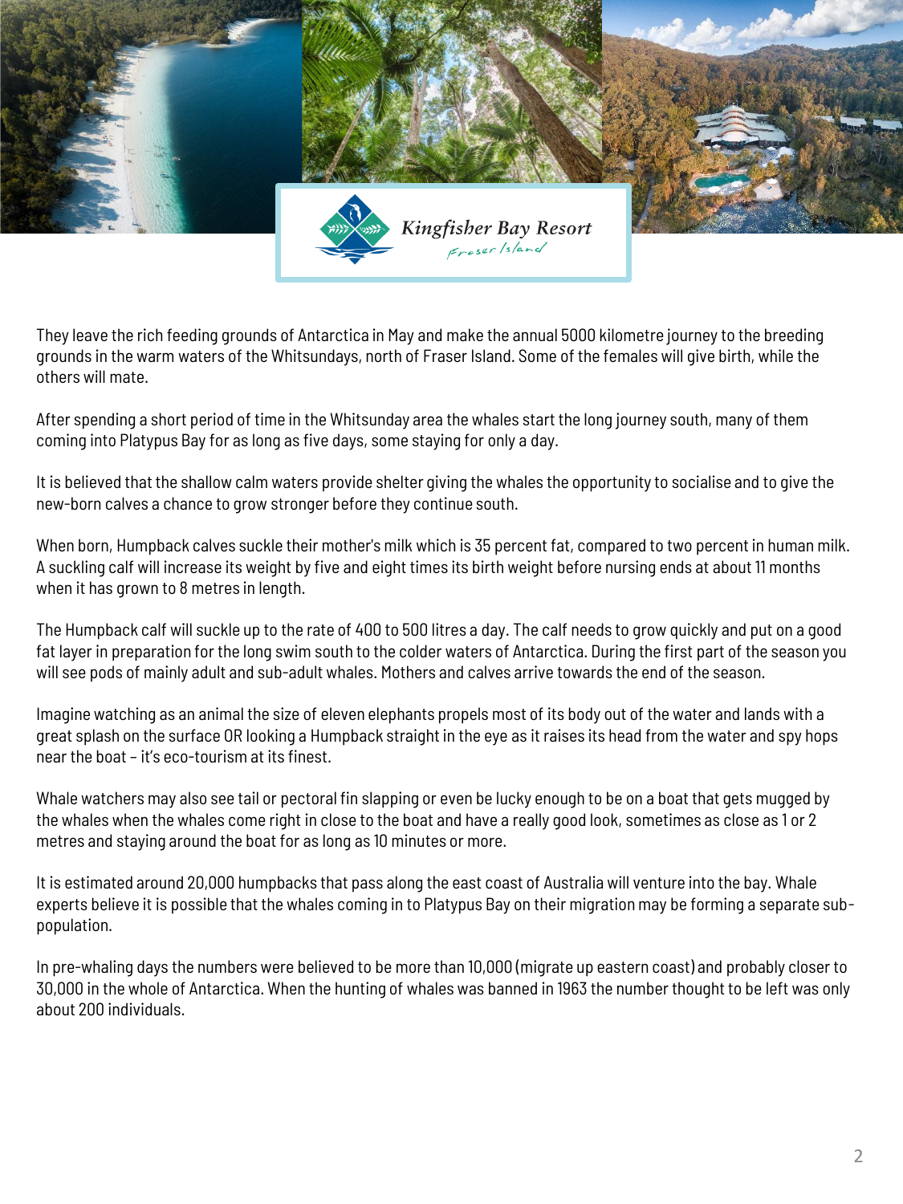They leave the rich feeding grounds of Antarctica in May and make the annual 5000 kilometre journey to the breeding grounds in the warm waters of the Whitsundays, north of Fraser Island. Some of the females will give birth, while the others will mate.

After spending a short period of time in the Whitsunday area the whales start the long journey south, many of them coming into Platypus Bay for as long as five days, some staying for only a day.

It is believed that the shallow calm waters provide shelter giving the whales the opportunity to socialise and to give the new-born calves a chance to grow stronger before they continue south.

When born, Humpback calves suckle their mother's milk which is 35 percent fat, compared to two percent in human milk. A suckling calf will increase its weight by five and eight times its birth weight before nursing ends at about 11 months when it has grown to 8 metres in length.

The Humpback calf will suckle up to the rate of 400 to 500 litres a day. The calf needs to grow quickly and put on a good fat layer in preparation for the long swim south to the colder waters of Antarctica. During the first part of the season you will see pods of mainly adult and sub-adult whales. Mothers and calves arrive towards the end of the season.

Imagine watching as an animal the size of eleven elephants propels most of its body out of the water and lands with a great splash on the surface OR looking a Humpback straight in the eye as it raises its head from the water and spy hops near the boat – it's eco-tourism at its finest.

Whale watchers may also see tail or pectoral fin slapping or even be lucky enough to be on a boat that gets mugged by the whales when the whales come right in close to the boat and have a really good look, sometimes as close as 1 or 2 metres and staying around the boat for as long as 10 minutes or more.

It is estimated around 20,000 humpbacks that pass along the east coast of Australia will venture into the bay. Whale experts believe it is possible that the whales coming in to Platypus Bay on their migration may be forming a separate sub-population.

In pre-whaling days the numbers were believed to be more than 10,000 (migrate up eastern coast) and probably closer to 30,000 in the whole of Antarctica. When the hunting of whales was banned in 1963 the number thought to be left was only about 200 individuals.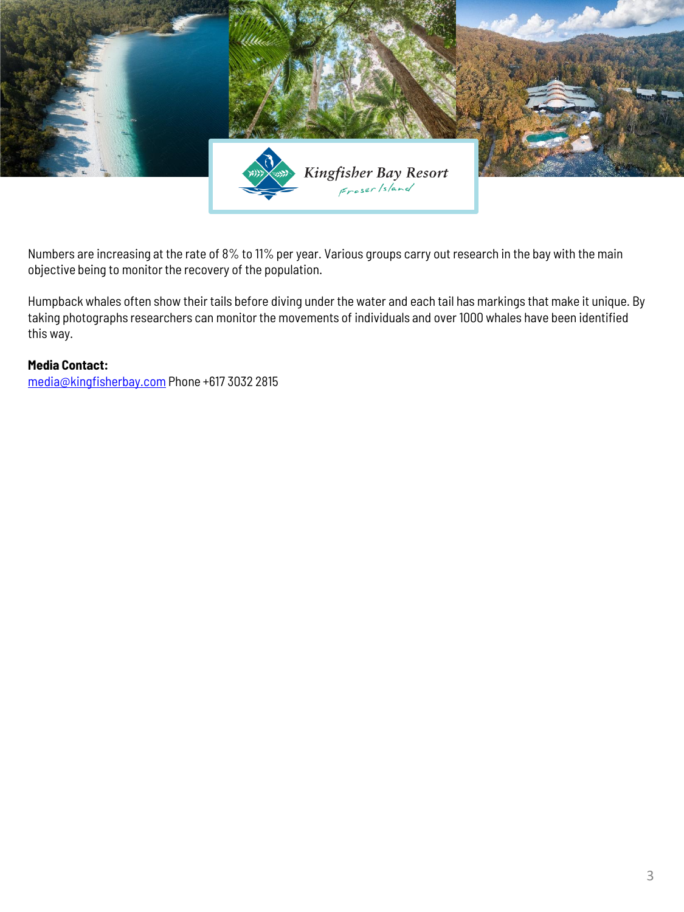Numbers are increasing at the rate of 8% to 11% per year. Various groups carry out research in the bay with the main objective being to monitor the recovery of the population.

Humpback whales often show their tails before diving under the water and each tail has markings that make it unique. By taking photographs researchers can monitor the movements of individuals and over 1000 whales have been identified this way.

**Media Contact:**
media@kingfisherbay.com Phone +617 3032 2815